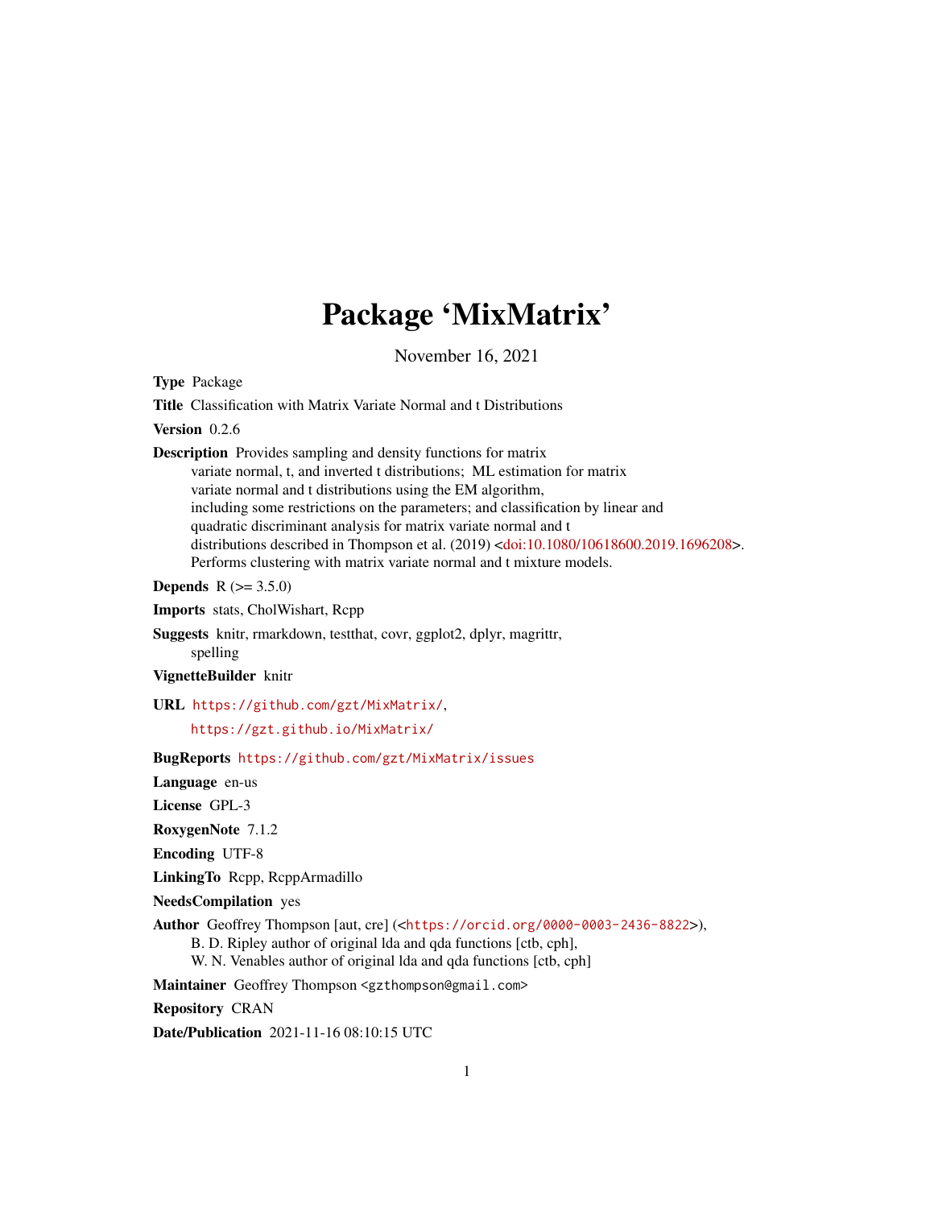# Package 'MixMatrix'

November 16, 2021

**Type** Package

**Title** Classification with Matrix Variate Normal and t Distributions

**Version** 0.2.6

**Description** Provides sampling and density functions for matrix variate normal, t, and inverted t distributions; ML estimation for matrix variate normal and t distributions using the EM algorithm, including some restrictions on the parameters; and classification by linear and quadratic discriminant analysis for matrix variate normal and t distributions described in Thompson et al. (2019) <doi:10.1080/10618600.2019.1696208>. Performs clustering with matrix variate normal and t mixture models.

**Depends** R (>= 3.5.0)

**Imports** stats, CholWishart, Rcpp

**Suggests** knitr, rmarkdown, testthat, covr, ggplot2, dplyr, magrittr, spelling

**VignetteBuilder** knitr

**URL** https://github.com/gzt/MixMatrix/, https://gzt.github.io/MixMatrix/

**BugReports** https://github.com/gzt/MixMatrix/issues

**Language** en-us

**License** GPL-3

**RoxygenNote** 7.1.2

**Encoding** UTF-8

**LinkingTo** Rcpp, RcppArmadillo

**NeedsCompilation** yes

**Author** Geoffrey Thompson [aut, cre] (<https://orcid.org/0000-0003-2436-8822>), B. D. Ripley author of original lda and qda functions [ctb, cph], W. N. Venables author of original lda and qda functions [ctb, cph]

**Maintainer** Geoffrey Thompson <gzthompson@gmail.com>

**Repository** CRAN

**Date/Publication** 2021-11-16 08:10:15 UTC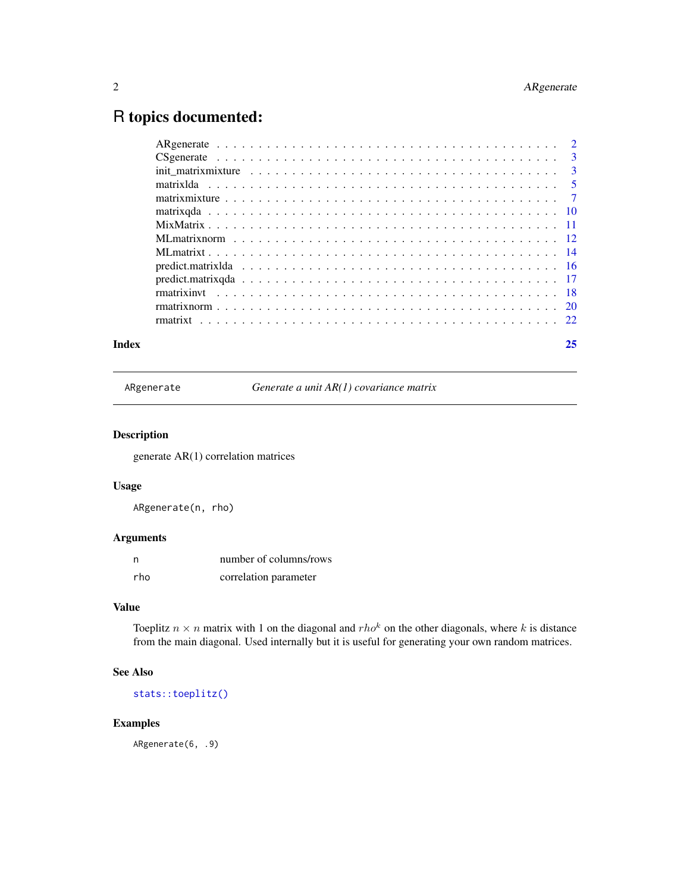# R topics documented:

| | |
|---|---|
| ARgenerate | 2 |
| CSgenerate | 3 |
| init_matrixmixture | 3 |
| matrixlda | 5 |
| matrixmixture | 7 |
| matrixqda | 10 |
| MixMatrix | 11 |
| MLmatrixnorm | 12 |
| MLmatrixt | 14 |
| predict.matrixlda | 16 |
| predict.matrixqda | 17 |
| rmatrixinvt | 18 |
| rmatrixnorm | 20 |
| rmatrixt | 22 |

**Index** 25

---

`ARgenerate` *Generate a unit AR(1) covariance matrix*

---

### Description

generate AR(1) correlation matrices

### Usage

```
ARgenerate(n, rho)
```

### Arguments

| | |
|---|---|
| n | number of columns/rows |
| rho | correlation parameter |

### Value

Toeplitz $n \times n$ matrix with 1 on the diagonal and $rho^k$ on the other diagonals, where $k$ is distance from the main diagonal. Used internally but it is useful for generating your own random matrices.

### See Also

`stats::toeplitz()`

### Examples

```
ARgenerate(6, .9)
```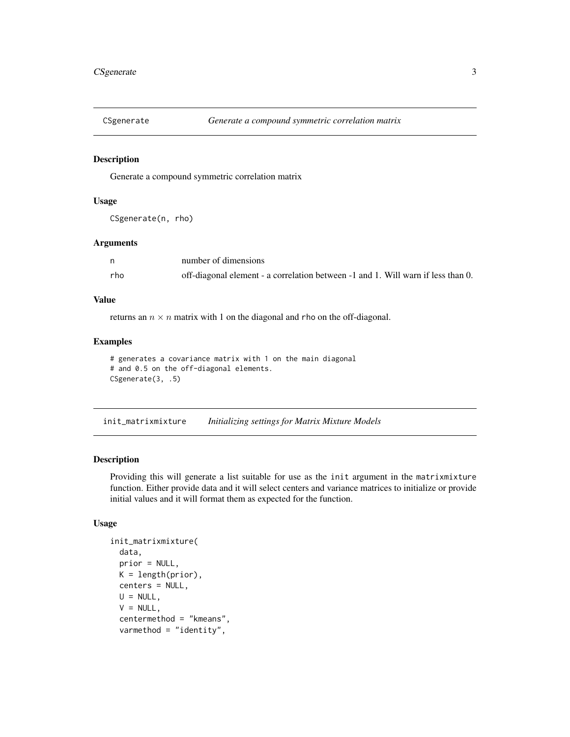## CSgenerate — *Generate a compound symmetric correlation matrix*

### Description

Generate a compound symmetric correlation matrix

### Usage

```
CSgenerate(n, rho)
```

### Arguments

| | |
|---|---|
| n | number of dimensions |
| rho | off-diagonal element - a correlation between -1 and 1. Will warn if less than 0. |

### Value

returns an $n \times n$ matrix with 1 on the diagonal and rho on the off-diagonal.

### Examples

```
# generates a covariance matrix with 1 on the main diagonal
# and 0.5 on the off-diagonal elements.
CSgenerate(3, .5)
```

## init_matrixmixture — *Initializing settings for Matrix Mixture Models*

### Description

Providing this will generate a list suitable for use as the init argument in the matrixmixture function. Either provide data and it will select centers and variance matrices to initialize or provide initial values and it will format them as expected for the function.

### Usage

```
init_matrixmixture(
  data,
  prior = NULL,
  K = length(prior),
  centers = NULL,
  U = NULL,
  V = NULL,
  centermethod = "kmeans",
  varmethod = "identity",
```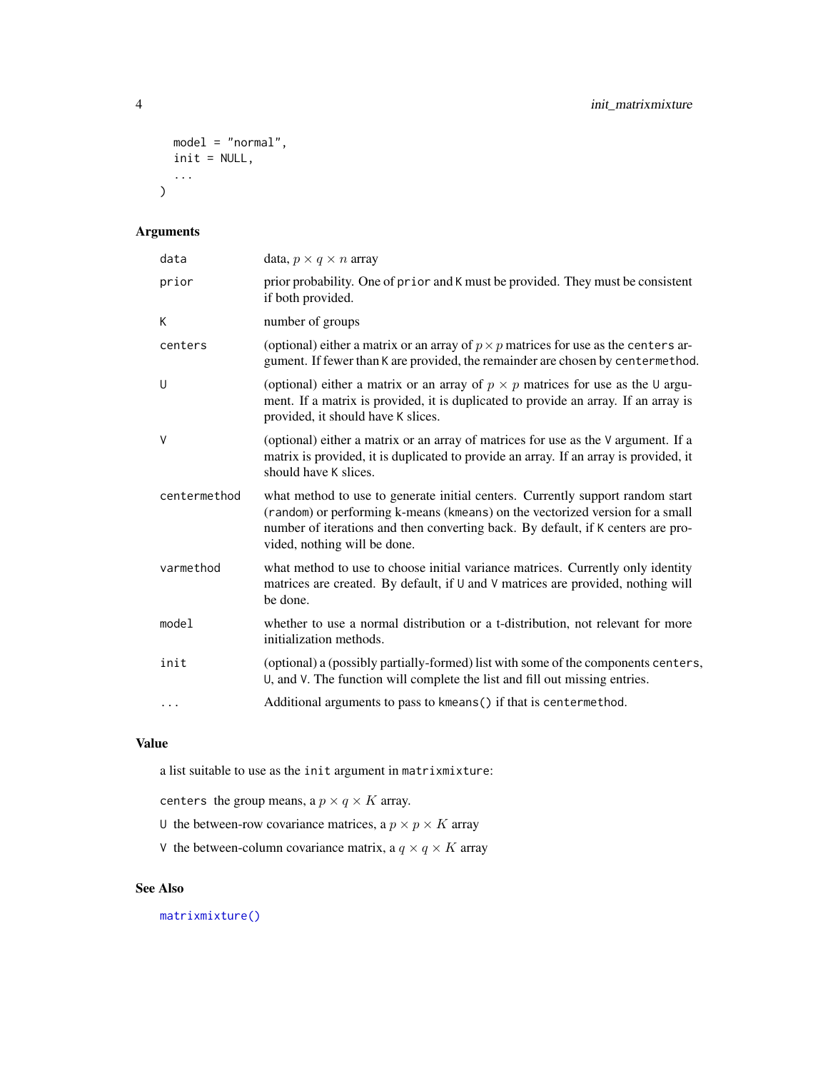```
  model = "normal",
  init = NULL,
  ...
)
```

## Arguments

| | |
|---|---|
| data | data, $p \times q \times n$ array |
| prior | prior probability. One of prior and K must be provided. They must be consistent if both provided. |
| K | number of groups |
| centers | (optional) either a matrix or an array of $p \times p$ matrices for use as the centers argument. If fewer than K are provided, the remainder are chosen by centermethod. |
| U | (optional) either a matrix or an array of $p \times p$ matrices for use as the U argument. If a matrix is provided, it is duplicated to provide an array. If an array is provided, it should have K slices. |
| V | (optional) either a matrix or an array of matrices for use as the V argument. If a matrix is provided, it is duplicated to provide an array. If an array is provided, it should have K slices. |
| centermethod | what method to use to generate initial centers. Currently support random start (random) or performing k-means (kmeans) on the vectorized version for a small number of iterations and then converting back. By default, if K centers are provided, nothing will be done. |
| varmethod | what method to use to choose initial variance matrices. Currently only identity matrices are created. By default, if U and V matrices are provided, nothing will be done. |
| model | whether to use a normal distribution or a t-distribution, not relevant for more initialization methods. |
| init | (optional) a (possibly partially-formed) list with some of the components centers, U, and V. The function will complete the list and fill out missing entries. |
| ... | Additional arguments to pass to kmeans() if that is centermethod. |

## Value

a list suitable to use as the init argument in matrixmixture:

- centers the group means, a $p \times q \times K$ array.
- U the between-row covariance matrices, a $p \times p \times K$ array
- V the between-column covariance matrix, a $q \times q \times K$ array

## See Also

matrixmixture()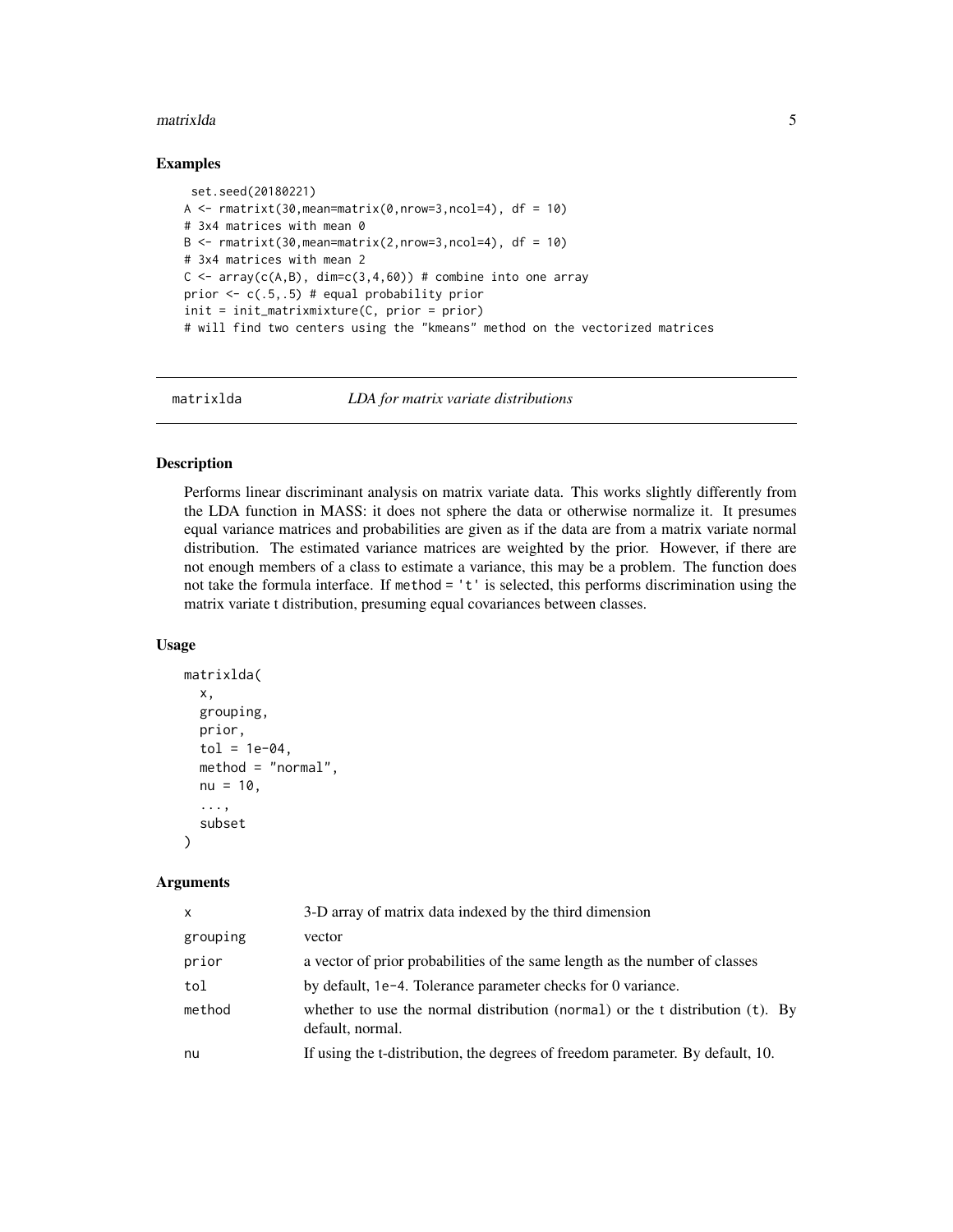## Examples

```
 set.seed(20180221)
A <- rmatrixt(30,mean=matrix(0,nrow=3,ncol=4), df = 10)
# 3x4 matrices with mean 0
B <- rmatrixt(30,mean=matrix(2,nrow=3,ncol=4), df = 10)
# 3x4 matrices with mean 2
C <- array(c(A,B), dim=c(3,4,60)) # combine into one array
prior <- c(.5,.5) # equal probability prior
init = init_matrixmixture(C, prior = prior)
# will find two centers using the "kmeans" method on the vectorized matrices
```

---

# matrixlda — *LDA for matrix variate distributions*

## Description

Performs linear discriminant analysis on matrix variate data. This works slightly differently from the LDA function in MASS: it does not sphere the data or otherwise normalize it. It presumes equal variance matrices and probabilities are given as if the data are from a matrix variate normal distribution. The estimated variance matrices are weighted by the prior. However, if there are not enough members of a class to estimate a variance, this may be a problem. The function does not take the formula interface. If `method = 't'` is selected, this performs discrimination using the matrix variate t distribution, presuming equal covariances between classes.

## Usage

```
matrixlda(
  x,
  grouping,
  prior,
  tol = 1e-04,
  method = "normal",
  nu = 10,
  ...,
  subset
)
```

## Arguments

| | |
|---|---|
| `x` | 3-D array of matrix data indexed by the third dimension |
| `grouping` | vector |
| `prior` | a vector of prior probabilities of the same length as the number of classes |
| `tol` | by default, `1e-4`. Tolerance parameter checks for 0 variance. |
| `method` | whether to use the normal distribution (`normal`) or the t distribution (`t`). By default, normal. |
| `nu` | If using the t-distribution, the degrees of freedom parameter. By default, 10. |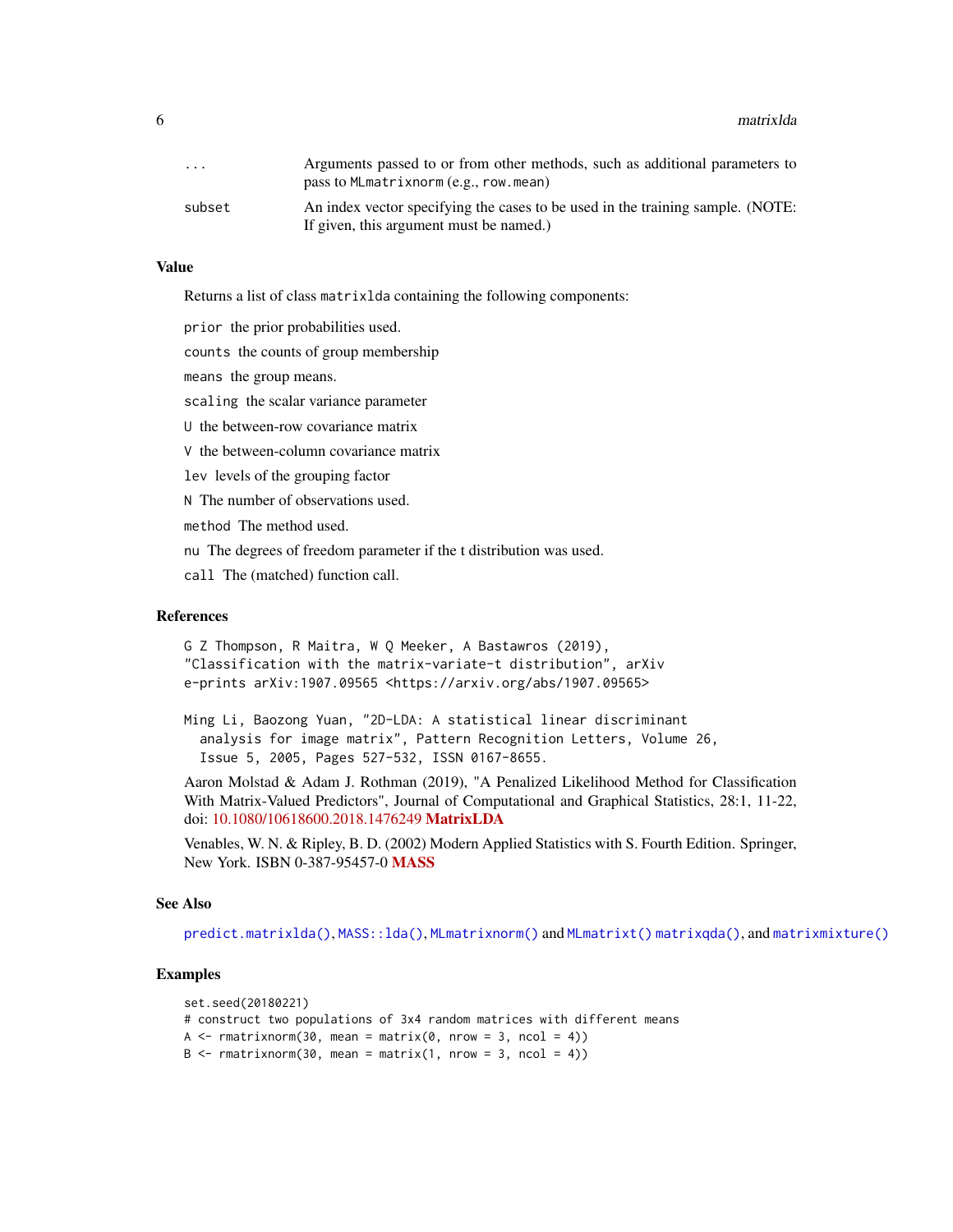| | |
|---|---|
| ... | Arguments passed to or from other methods, such as additional parameters to pass to MLmatrixnorm (e.g., row.mean) |
| subset | An index vector specifying the cases to be used in the training sample. (NOTE: If given, this argument must be named.) |

## Value

Returns a list of class matrixlda containing the following components:

prior the prior probabilities used.

counts the counts of group membership

means the group means.

scaling the scalar variance parameter

U the between-row covariance matrix

V the between-column covariance matrix

lev levels of the grouping factor

N The number of observations used.

method The method used.

nu The degrees of freedom parameter if the t distribution was used.

call The (matched) function call.

## References

```
G Z Thompson, R Maitra, W Q Meeker, A Bastawros (2019),
"Classification with the matrix-variate-t distribution", arXiv
e-prints arXiv:1907.09565 <https://arxiv.org/abs/1907.09565>

Ming Li, Baozong Yuan, "2D-LDA: A statistical linear discriminant
  analysis for image matrix", Pattern Recognition Letters, Volume 26,
  Issue 5, 2005, Pages 527-532, ISSN 0167-8655.
```

Aaron Molstad & Adam J. Rothman (2019), "A Penalized Likelihood Method for Classification With Matrix-Valued Predictors", Journal of Computational and Graphical Statistics, 28:1, 11-22, doi: 10.1080/10618600.2018.1476249 **MatrixLDA**

Venables, W. N. & Ripley, B. D. (2002) Modern Applied Statistics with S. Fourth Edition. Springer, New York. ISBN 0-387-95457-0 **MASS**

## See Also

predict.matrixlda(), MASS::lda(), MLmatrixnorm() and MLmatrixt() matrixqda(), and matrixmixture()

## Examples

```
set.seed(20180221)
# construct two populations of 3x4 random matrices with different means
A <- rmatrixnorm(30, mean = matrix(0, nrow = 3, ncol = 4))
B <- rmatrixnorm(30, mean = matrix(1, nrow = 3, ncol = 4))
```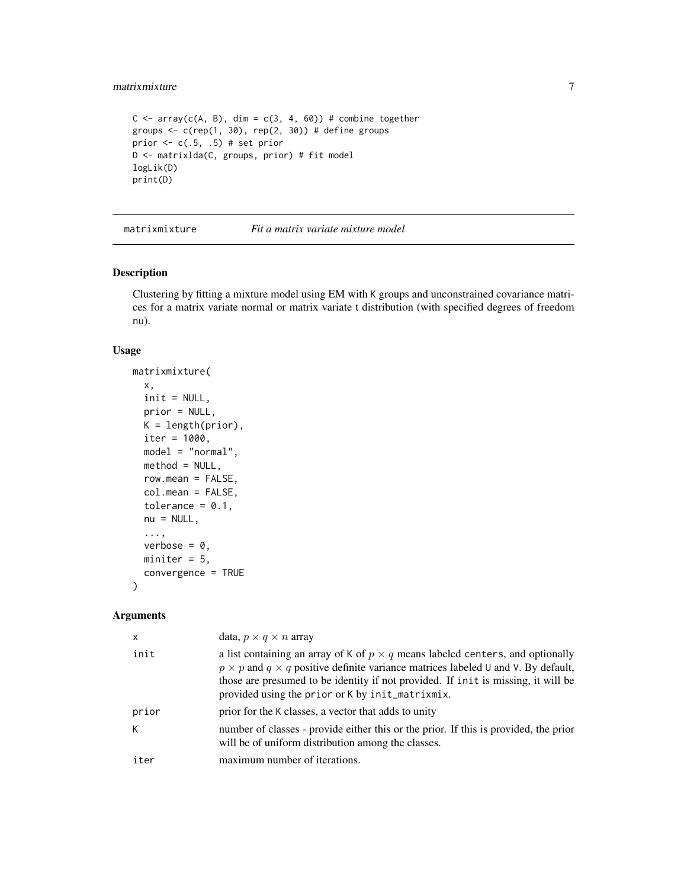```
C <- array(c(A, B), dim = c(3, 4, 60)) # combine together
groups <- c(rep(1, 30), rep(2, 30)) # define groups
prior <- c(.5, .5) # set prior
D <- matrixlda(C, groups, prior) # fit model
logLik(D)
print(D)
```

## matrixmixture *Fit a matrix variate mixture model*

### Description

Clustering by fitting a mixture model using EM with K groups and unconstrained covariance matrices for a matrix variate normal or matrix variate t distribution (with specified degrees of freedom nu).

### Usage

```
matrixmixture(
  x,
  init = NULL,
  prior = NULL,
  K = length(prior),
  iter = 1000,
  model = "normal",
  method = NULL,
  row.mean = FALSE,
  col.mean = FALSE,
  tolerance = 0.1,
  nu = NULL,
  ...,
  verbose = 0,
  miniter = 5,
  convergence = TRUE
)
```

### Arguments

| | |
|---|---|
| x | data, $p \times q \times n$ array |
| init | a list containing an array of K of $p \times q$ means labeled centers, and optionally $p \times p$ and $q \times q$ positive definite variance matrices labeled U and V. By default, those are presumed to be identity if not provided. If init is missing, it will be provided using the prior or K by init_matrixmix. |
| prior | prior for the K classes, a vector that adds to unity |
| K | number of classes - provide either this or the prior. If this is provided, the prior will be of uniform distribution among the classes. |
| iter | maximum number of iterations. |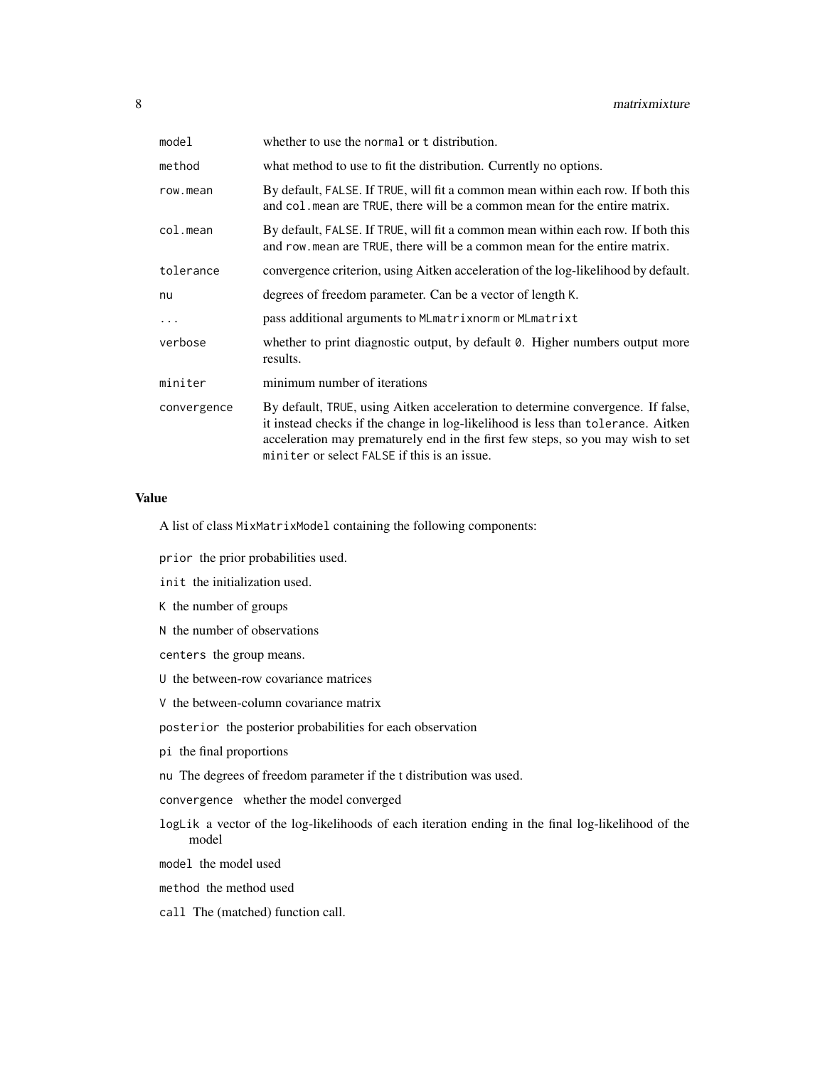| | |
|---|---|
| model | whether to use the normal or t distribution. |
| method | what method to use to fit the distribution. Currently no options. |
| row.mean | By default, FALSE. If TRUE, will fit a common mean within each row. If both this and col.mean are TRUE, there will be a common mean for the entire matrix. |
| col.mean | By default, FALSE. If TRUE, will fit a common mean within each row. If both this and row.mean are TRUE, there will be a common mean for the entire matrix. |
| tolerance | convergence criterion, using Aitken acceleration of the log-likelihood by default. |
| nu | degrees of freedom parameter. Can be a vector of length K. |
| ... | pass additional arguments to MLmatrixnorm or MLmatrixt |
| verbose | whether to print diagnostic output, by default 0. Higher numbers output more results. |
| miniter | minimum number of iterations |
| convergence | By default, TRUE, using Aitken acceleration to determine convergence. If false, it instead checks if the change in log-likelihood is less than tolerance. Aitken acceleration may prematurely end in the first few steps, so you may wish to set miniter or select FALSE if this is an issue. |

## Value

A list of class MixMatrixModel containing the following components:

- prior the prior probabilities used.
- init the initialization used.
- K the number of groups
- N the number of observations
- centers the group means.
- U the between-row covariance matrices
- V the between-column covariance matrix
- posterior the posterior probabilities for each observation
- pi the final proportions
- nu The degrees of freedom parameter if the t distribution was used.
- convergence whether the model converged
- logLik a vector of the log-likelihoods of each iteration ending in the final log-likelihood of the model
- model the model used
- method the method used
- call The (matched) function call.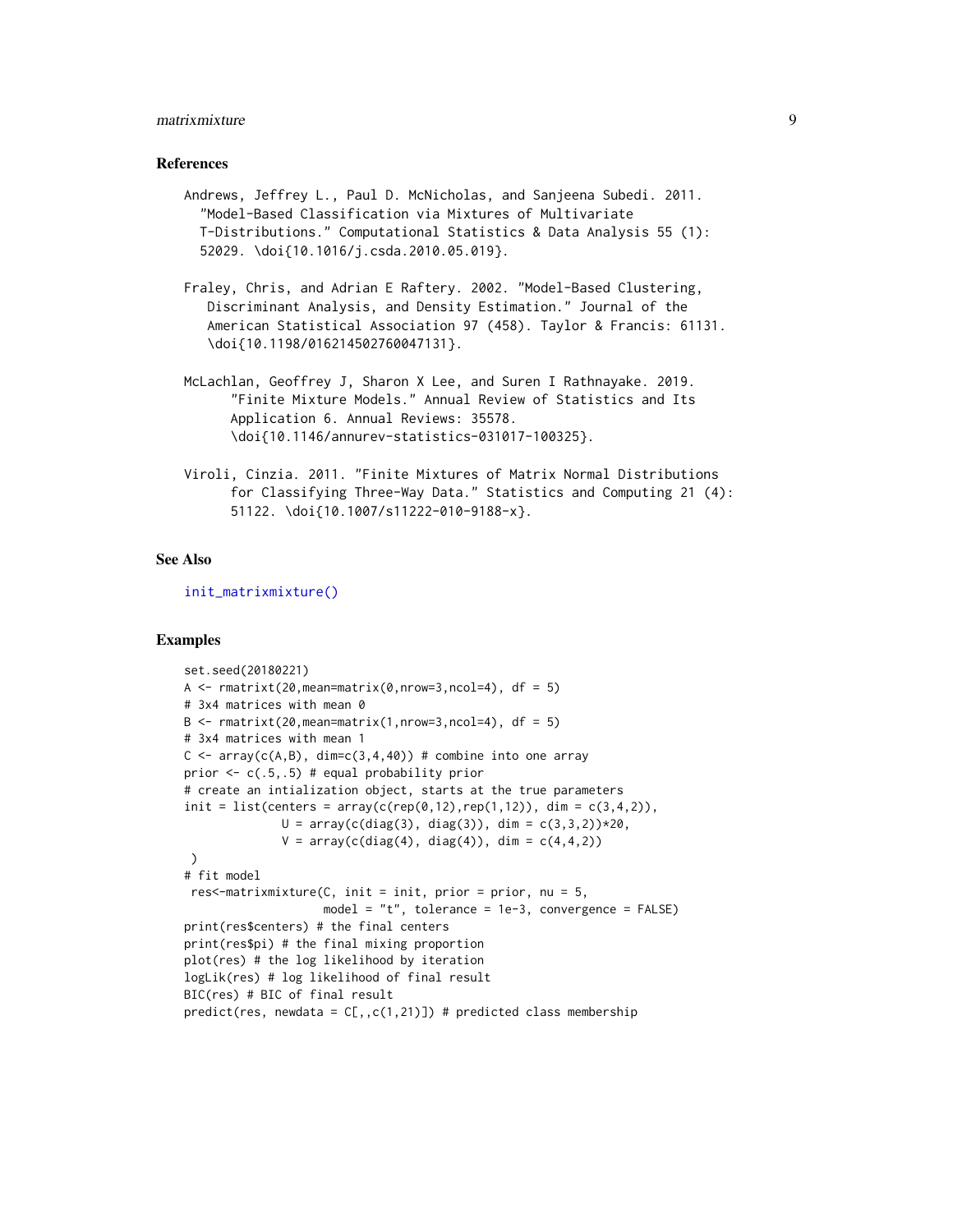### References

```
Andrews, Jeffrey L., Paul D. McNicholas, and Sanjeena Subedi. 2011.
  "Model-Based Classification via Mixtures of Multivariate
  T-Distributions." Computational Statistics & Data Analysis 55 (1):
  52029. \doi{10.1016/j.csda.2010.05.019}.

Fraley, Chris, and Adrian E Raftery. 2002. "Model-Based Clustering,
   Discriminant Analysis, and Density Estimation." Journal of the
   American Statistical Association 97 (458). Taylor & Francis: 61131.
   \doi{10.1198/016214502760047131}.

McLachlan, Geoffrey J, Sharon X Lee, and Suren I Rathnayake. 2019.
     "Finite Mixture Models." Annual Review of Statistics and Its
     Application 6. Annual Reviews: 35578.
     \doi{10.1146/annurev-statistics-031017-100325}.

Viroli, Cinzia. 2011. "Finite Mixtures of Matrix Normal Distributions
     for Classifying Three-Way Data." Statistics and Computing 21 (4):
     51122. \doi{10.1007/s11222-010-9188-x}.
```

### See Also

`init_matrixmixture()`

### Examples

```
set.seed(20180221)
A <- rmatrixt(20,mean=matrix(0,nrow=3,ncol=4), df = 5)
# 3x4 matrices with mean 0
B <- rmatrixt(20,mean=matrix(1,nrow=3,ncol=4), df = 5)
# 3x4 matrices with mean 1
C <- array(c(A,B), dim=c(3,4,40)) # combine into one array
prior <- c(.5,.5) # equal probability prior
# create an intialization object, starts at the true parameters
init = list(centers = array(c(rep(0,12),rep(1,12)), dim = c(3,4,2)),
              U = array(c(diag(3), diag(3)), dim = c(3,3,2))*20,
              V = array(c(diag(4), diag(4)), dim = c(4,4,2))
 )
# fit model
 res<-matrixmixture(C, init = init, prior = prior, nu = 5,
                    model = "t", tolerance = 1e-3, convergence = FALSE)
print(res$centers) # the final centers
print(res$pi) # the final mixing proportion
plot(res) # the log likelihood by iteration
logLik(res) # log likelihood of final result
BIC(res) # BIC of final result
predict(res, newdata = C[,,c(1,21)]) # predicted class membership
```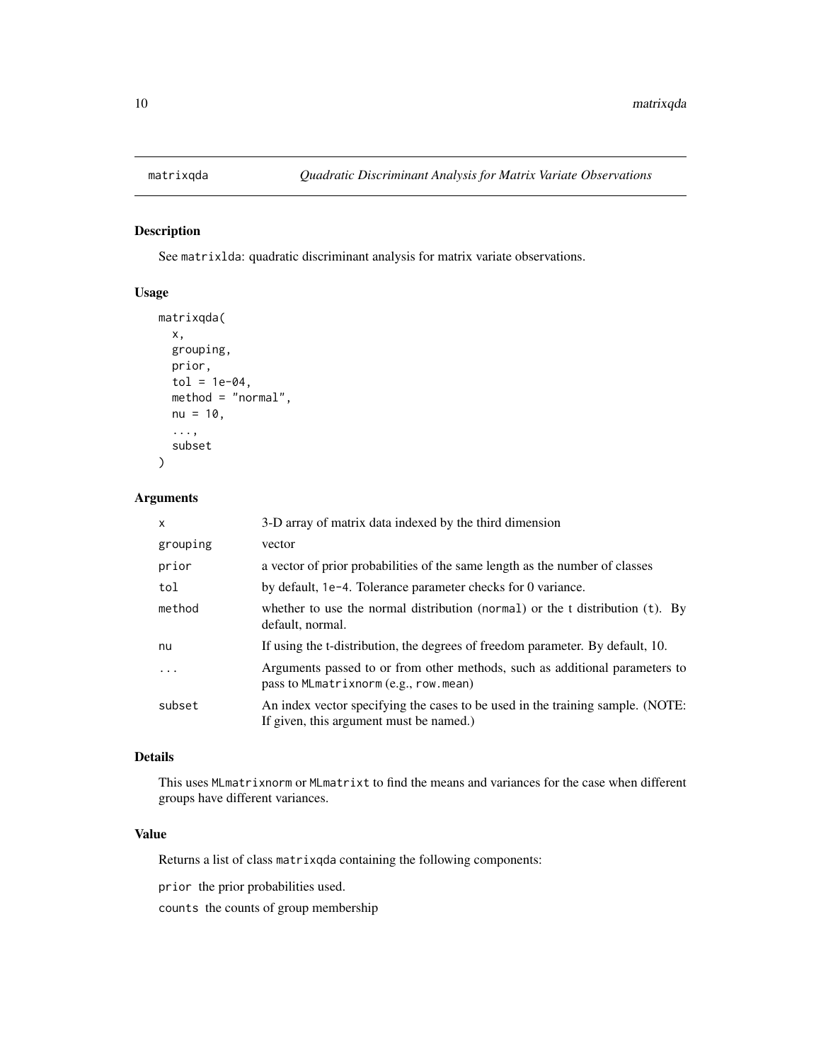## matrixqda — *Quadratic Discriminant Analysis for Matrix Variate Observations*

### Description

See matrixlda: quadratic discriminant analysis for matrix variate observations.

### Usage

```
matrixqda(
  x,
  grouping,
  prior,
  tol = 1e-04,
  method = "normal",
  nu = 10,
  ...,
  subset
)
```

### Arguments

| | |
|---|---|
| x | 3-D array of matrix data indexed by the third dimension |
| grouping | vector |
| prior | a vector of prior probabilities of the same length as the number of classes |
| tol | by default, 1e-4. Tolerance parameter checks for 0 variance. |
| method | whether to use the normal distribution (normal) or the t distribution (t). By default, normal. |
| nu | If using the t-distribution, the degrees of freedom parameter. By default, 10. |
| ... | Arguments passed to or from other methods, such as additional parameters to pass to MLmatrixnorm (e.g., row.mean) |
| subset | An index vector specifying the cases to be used in the training sample. (NOTE: If given, this argument must be named.) |

### Details

This uses MLmatrixnorm or MLmatrixt to find the means and variances for the case when different groups have different variances.

### Value

Returns a list of class matrixqda containing the following components:

prior the prior probabilities used.

counts the counts of group membership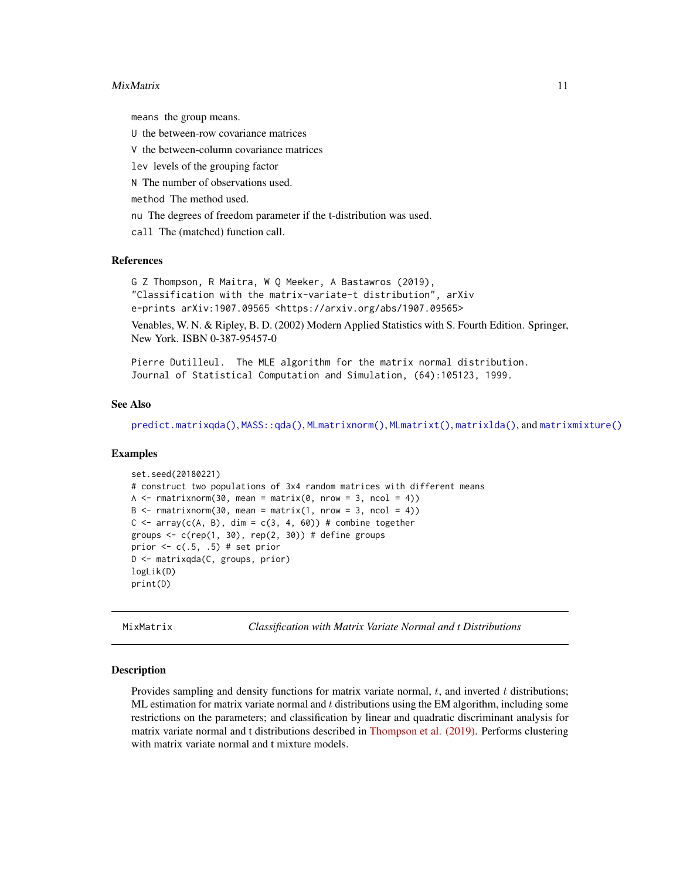`means` the group means.

`U` the between-row covariance matrices

`V` the between-column covariance matrices

`lev` levels of the grouping factor

`N` The number of observations used.

`method` The method used.

`nu` The degrees of freedom parameter if the t-distribution was used.

`call` The (matched) function call.

### References

```
G Z Thompson, R Maitra, W Q Meeker, A Bastawros (2019),
"Classification with the matrix-variate-t distribution", arXiv
e-prints arXiv:1907.09565 <https://arxiv.org/abs/1907.09565>
```

Venables, W. N. & Ripley, B. D. (2002) Modern Applied Statistics with S. Fourth Edition. Springer, New York. ISBN 0-387-95457-0

```
Pierre Dutilleul.  The MLE algorithm for the matrix normal distribution.
Journal of Statistical Computation and Simulation, (64):105123, 1999.
```

### See Also

`predict.matrixqda()`, `MASS::qda()`, `MLmatrixnorm()`, `MLmatrixt()`, `matrixlda()`, and `matrixmixture()`

### Examples

```
set.seed(20180221)
# construct two populations of 3x4 random matrices with different means
A <- rmatrixnorm(30, mean = matrix(0, nrow = 3, ncol = 4))
B <- rmatrixnorm(30, mean = matrix(1, nrow = 3, ncol = 4))
C <- array(c(A, B), dim = c(3, 4, 60)) # combine together
groups <- c(rep(1, 30), rep(2, 30)) # define groups
prior <- c(.5, .5) # set prior
D <- matrixqda(C, groups, prior)
logLik(D)
print(D)
```

---

## MixMatrix — *Classification with Matrix Variate Normal and t Distributions*

### Description

Provides sampling and density functions for matrix variate normal, $t$, and inverted $t$ distributions; ML estimation for matrix variate normal and $t$ distributions using the EM algorithm, including some restrictions on the parameters; and classification by linear and quadratic discriminant analysis for matrix variate normal and t distributions described in Thompson et al. (2019). Performs clustering with matrix variate normal and t mixture models.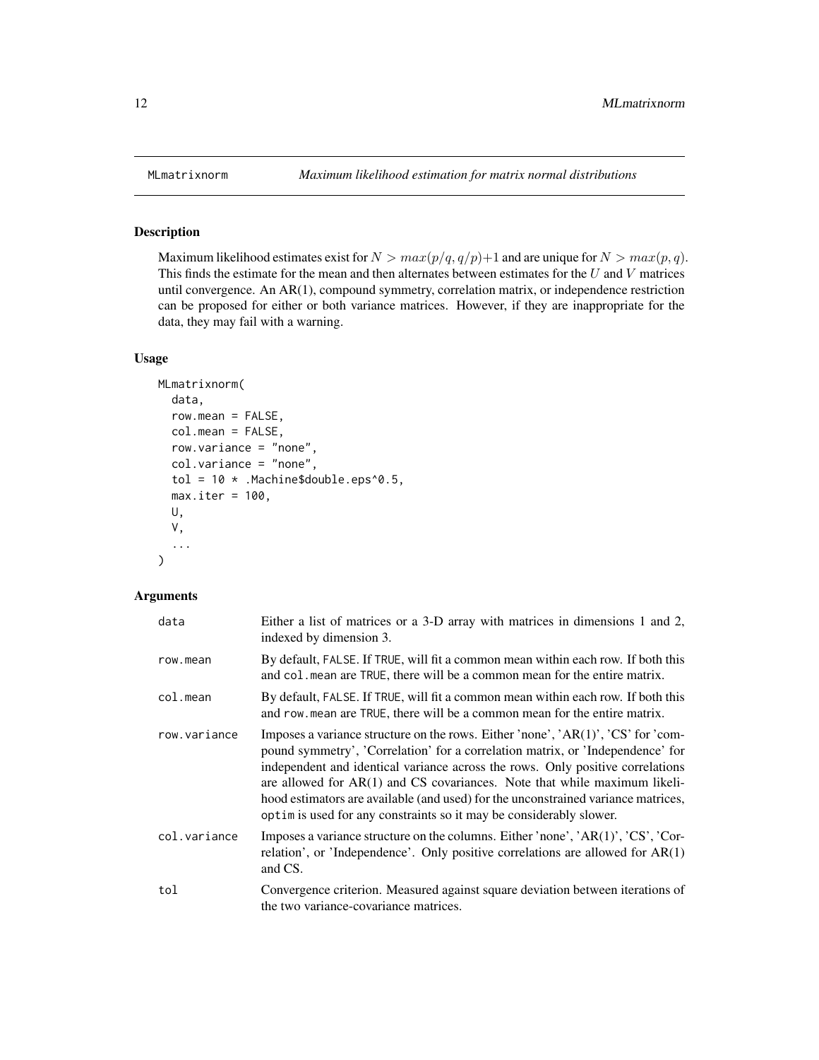# MLmatrixnorm — *Maximum likelihood estimation for matrix normal distributions*

## Description

Maximum likelihood estimates exist for $N > max(p/q, q/p)+1$ and are unique for $N > max(p, q)$. This finds the estimate for the mean and then alternates between estimates for the $U$ and $V$ matrices until convergence. An AR(1), compound symmetry, correlation matrix, or independence restriction can be proposed for either or both variance matrices. However, if they are inappropriate for the data, they may fail with a warning.

## Usage

```
MLmatrixnorm(
  data,
  row.mean = FALSE,
  col.mean = FALSE,
  row.variance = "none",
  col.variance = "none",
  tol = 10 * .Machine$double.eps^0.5,
  max.iter = 100,
  U,
  V,
  ...
)
```

## Arguments

| | |
|---|---|
| `data` | Either a list of matrices or a 3-D array with matrices in dimensions 1 and 2, indexed by dimension 3. |
| `row.mean` | By default, `FALSE`. If `TRUE`, will fit a common mean within each row. If both this and `col.mean` are `TRUE`, there will be a common mean for the entire matrix. |
| `col.mean` | By default, `FALSE`. If `TRUE`, will fit a common mean within each row. If both this and `row.mean` are `TRUE`, there will be a common mean for the entire matrix. |
| `row.variance` | Imposes a variance structure on the rows. Either 'none', 'AR(1)', 'CS' for 'compound symmetry', 'Correlation' for a correlation matrix, or 'Independence' for independent and identical variance across the rows. Only positive correlations are allowed for AR(1) and CS covariances. Note that while maximum likelihood estimators are available (and used) for the unconstrained variance matrices, `optim` is used for any constraints so it may be considerably slower. |
| `col.variance` | Imposes a variance structure on the columns. Either 'none', 'AR(1)', 'CS', 'Correlation', or 'Independence'. Only positive correlations are allowed for AR(1) and CS. |
| `tol` | Convergence criterion. Measured against square deviation between iterations of the two variance-covariance matrices. |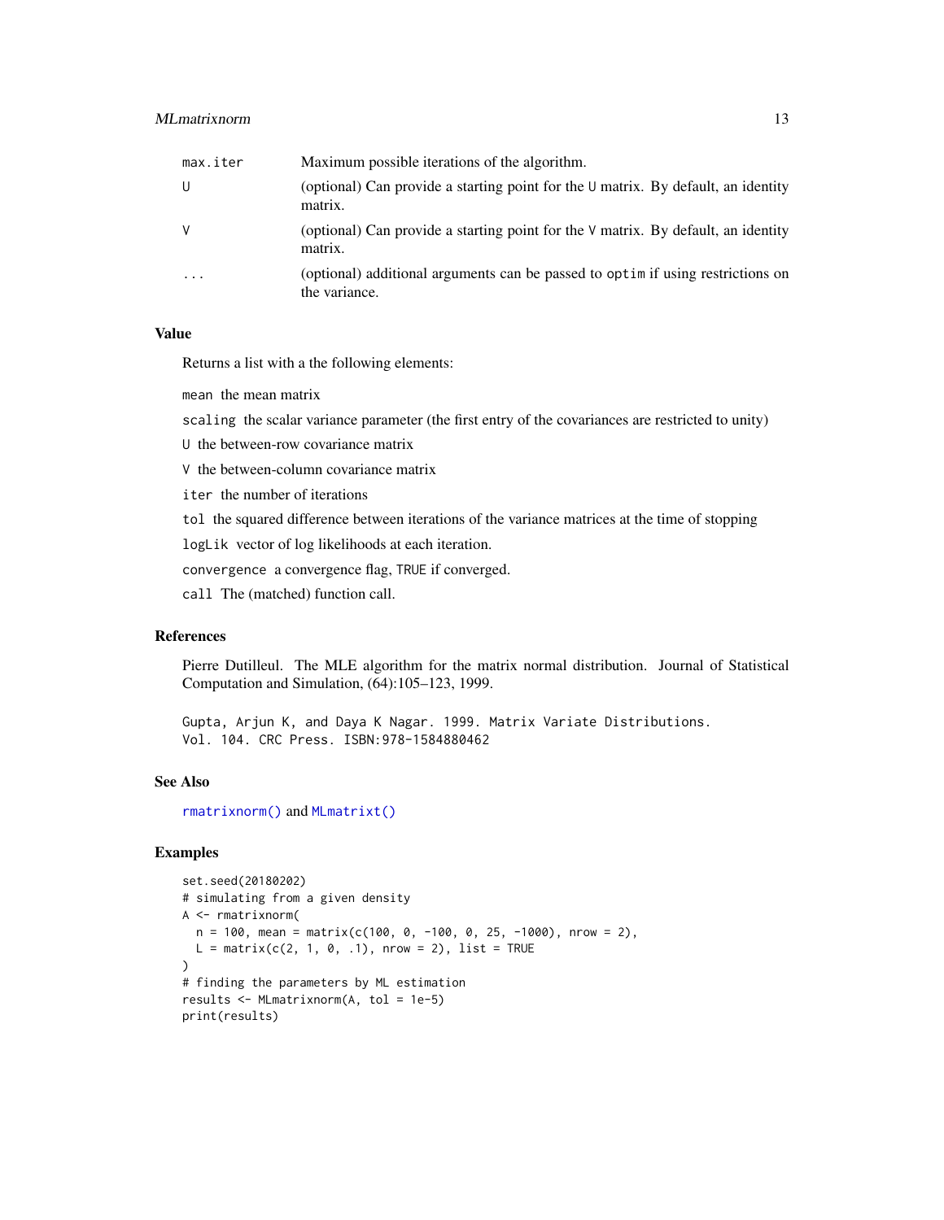| | |
|---|---|
| max.iter | Maximum possible iterations of the algorithm. |
| U | (optional) Can provide a starting point for the U matrix. By default, an identity matrix. |
| V | (optional) Can provide a starting point for the V matrix. By default, an identity matrix. |
| ... | (optional) additional arguments can be passed to optim if using restrictions on the variance. |

### Value

Returns a list with a the following elements:

mean the mean matrix

scaling the scalar variance parameter (the first entry of the covariances are restricted to unity)

U the between-row covariance matrix

V the between-column covariance matrix

iter the number of iterations

tol the squared difference between iterations of the variance matrices at the time of stopping

logLik vector of log likelihoods at each iteration.

convergence a convergence flag, TRUE if converged.

call The (matched) function call.

### References

Pierre Dutilleul. The MLE algorithm for the matrix normal distribution. Journal of Statistical Computation and Simulation, (64):105–123, 1999.

Gupta, Arjun K, and Daya K Nagar. 1999. Matrix Variate Distributions. Vol. 104. CRC Press. ISBN:978-1584880462

### See Also

rmatrixnorm() and MLmatrixt()

### Examples

```
set.seed(20180202)
# simulating from a given density
A <- rmatrixnorm(
  n = 100, mean = matrix(c(100, 0, -100, 0, 25, -1000), nrow = 2),
  L = matrix(c(2, 1, 0, .1), nrow = 2), list = TRUE
)
# finding the parameters by ML estimation
results <- MLmatrixnorm(A, tol = 1e-5)
print(results)
```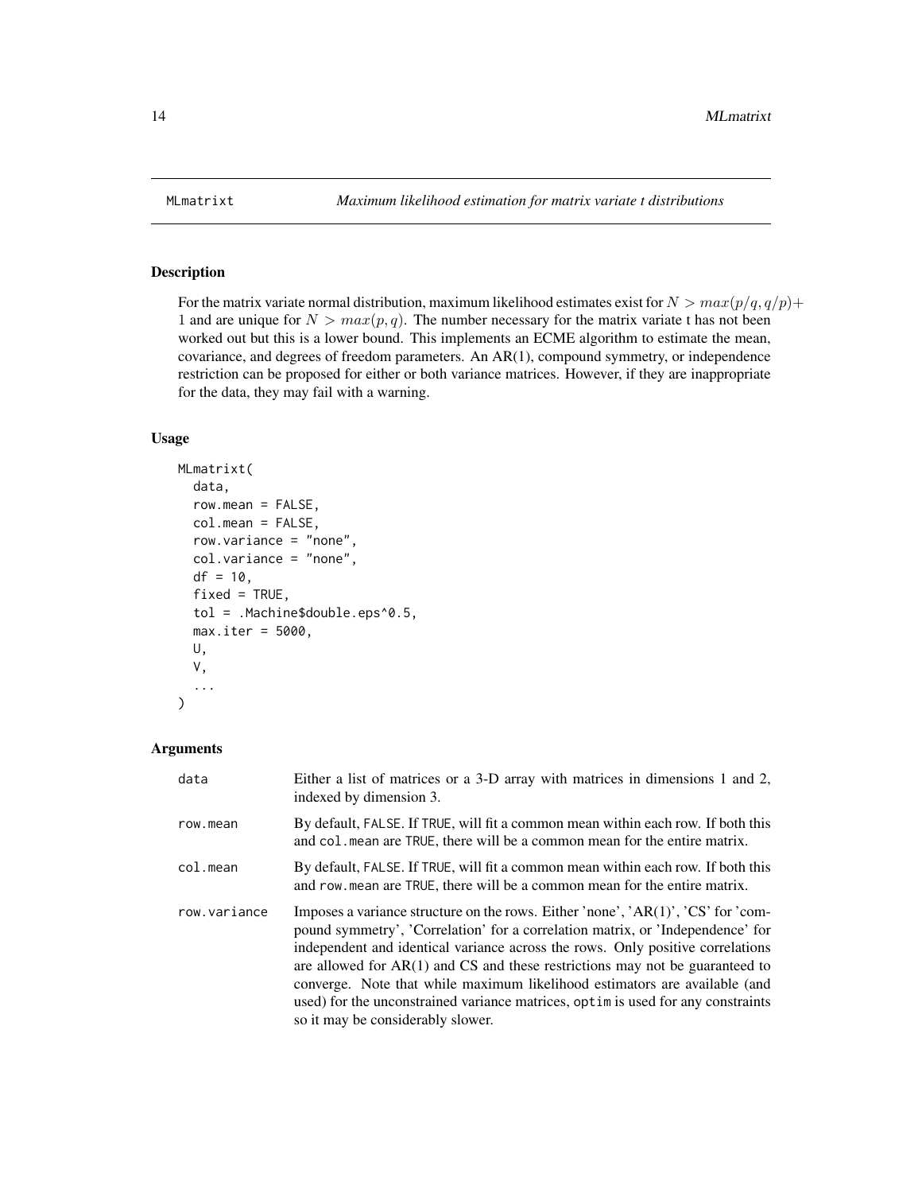# MLmatrixt — *Maximum likelihood estimation for matrix variate t distributions*

## Description

For the matrix variate normal distribution, maximum likelihood estimates exist for $N > max(p/q, q/p) + 1$ and are unique for $N > max(p, q)$. The number necessary for the matrix variate t has not been worked out but this is a lower bound. This implements an ECME algorithm to estimate the mean, covariance, and degrees of freedom parameters. An AR(1), compound symmetry, or independence restriction can be proposed for either or both variance matrices. However, if they are inappropriate for the data, they may fail with a warning.

## Usage

```
MLmatrixt(
  data,
  row.mean = FALSE,
  col.mean = FALSE,
  row.variance = "none",
  col.variance = "none",
  df = 10,
  fixed = TRUE,
  tol = .Machine$double.eps^0.5,
  max.iter = 5000,
  U,
  V,
  ...
)
```

## Arguments

| | |
|---|---|
| `data` | Either a list of matrices or a 3-D array with matrices in dimensions 1 and 2, indexed by dimension 3. |
| `row.mean` | By default, `FALSE`. If `TRUE`, will fit a common mean within each row. If both this and `col.mean` are `TRUE`, there will be a common mean for the entire matrix. |
| `col.mean` | By default, `FALSE`. If `TRUE`, will fit a common mean within each row. If both this and `row.mean` are `TRUE`, there will be a common mean for the entire matrix. |
| `row.variance` | Imposes a variance structure on the rows. Either 'none', 'AR(1)', 'CS' for 'compound symmetry', 'Correlation' for a correlation matrix, or 'Independence' for independent and identical variance across the rows. Only positive correlations are allowed for AR(1) and CS and these restrictions may not be guaranteed to converge. Note that while maximum likelihood estimators are available (and used) for the unconstrained variance matrices, `optim` is used for any constraints so it may be considerably slower. |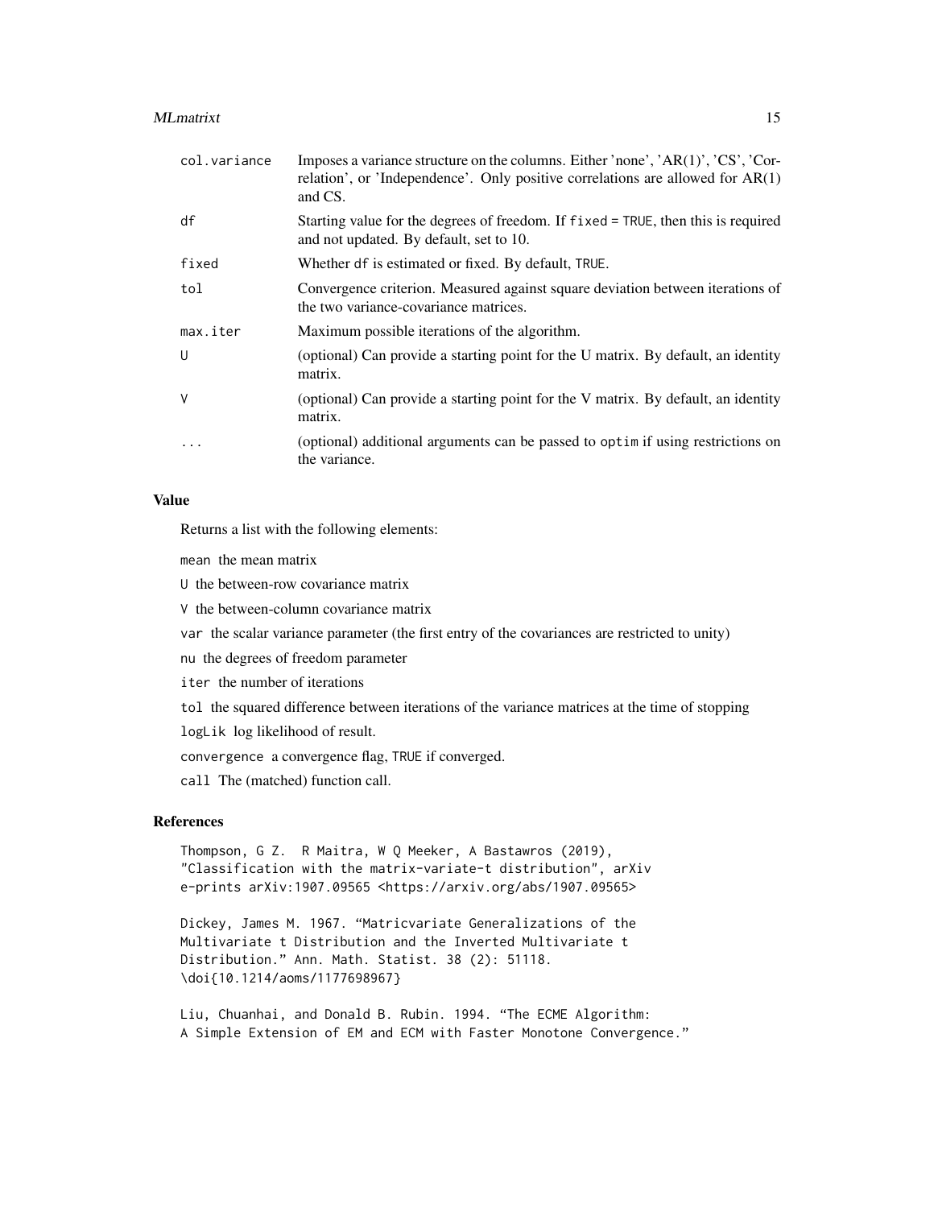| | |
|---|---|
| col.variance | Imposes a variance structure on the columns. Either 'none', 'AR(1)', 'CS', 'Correlation', or 'Independence'. Only positive correlations are allowed for AR(1) and CS. |
| df | Starting value for the degrees of freedom. If fixed = TRUE, then this is required and not updated. By default, set to 10. |
| fixed | Whether df is estimated or fixed. By default, TRUE. |
| tol | Convergence criterion. Measured against square deviation between iterations of the two variance-covariance matrices. |
| max.iter | Maximum possible iterations of the algorithm. |
| U | (optional) Can provide a starting point for the U matrix. By default, an identity matrix. |
| V | (optional) Can provide a starting point for the V matrix. By default, an identity matrix. |
| ... | (optional) additional arguments can be passed to optim if using restrictions on the variance. |

### Value

Returns a list with the following elements:

mean the mean matrix

U the between-row covariance matrix

V the between-column covariance matrix

var the scalar variance parameter (the first entry of the covariances are restricted to unity)

nu the degrees of freedom parameter

iter the number of iterations

tol the squared difference between iterations of the variance matrices at the time of stopping

logLik log likelihood of result.

convergence a convergence flag, TRUE if converged.

call The (matched) function call.

### References

```
Thompson, G Z.  R Maitra, W Q Meeker, A Bastawros (2019),
"Classification with the matrix-variate-t distribution", arXiv
e-prints arXiv:1907.09565 <https://arxiv.org/abs/1907.09565>

Dickey, James M. 1967. "Matricvariate Generalizations of the
Multivariate t Distribution and the Inverted Multivariate t
Distribution." Ann. Math. Statist. 38 (2): 51118.
\doi{10.1214/aoms/1177698967}

Liu, Chuanhai, and Donald B. Rubin. 1994. "The ECME Algorithm:
A Simple Extension of EM and ECM with Faster Monotone Convergence."
```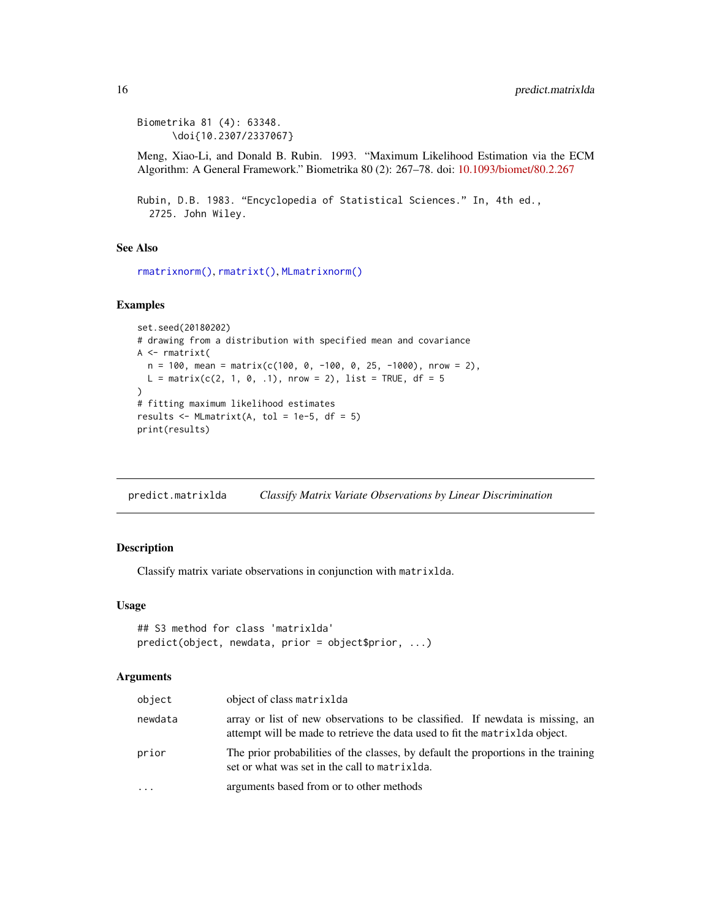```
Biometrika 81 (4): 63348.
      \doi{10.2307/2337067}
```

Meng, Xiao-Li, and Donald B. Rubin. 1993. "Maximum Likelihood Estimation via the ECM Algorithm: A General Framework." Biometrika 80 (2): 267–78. doi: 10.1093/biomet/80.2.267

```
Rubin, D.B. 1983. "Encyclopedia of Statistical Sciences." In, 4th ed.,
  2725. John Wiley.
```

### See Also

rmatrixnorm(), rmatrixt(), MLmatrixnorm()

### Examples

```
set.seed(20180202)
# drawing from a distribution with specified mean and covariance
A <- rmatrixt(
  n = 100, mean = matrix(c(100, 0, -100, 0, 25, -1000), nrow = 2),
  L = matrix(c(2, 1, 0, .1), nrow = 2), list = TRUE, df = 5
)
# fitting maximum likelihood estimates
results <- MLmatrixt(A, tol = 1e-5, df = 5)
print(results)
```

---

## predict.matrixlda — *Classify Matrix Variate Observations by Linear Discrimination*

### Description

Classify matrix variate observations in conjunction with `matrixlda`.

### Usage

```
## S3 method for class 'matrixlda'
predict(object, newdata, prior = object$prior, ...)
```

### Arguments

| | |
|---|---|
| `object` | object of class `matrixlda` |
| `newdata` | array or list of new observations to be classified. If newdata is missing, an attempt will be made to retrieve the data used to fit the `matrixlda` object. |
| `prior` | The prior probabilities of the classes, by default the proportions in the training set or what was set in the call to `matrixlda`. |
| `...` | arguments based from or to other methods |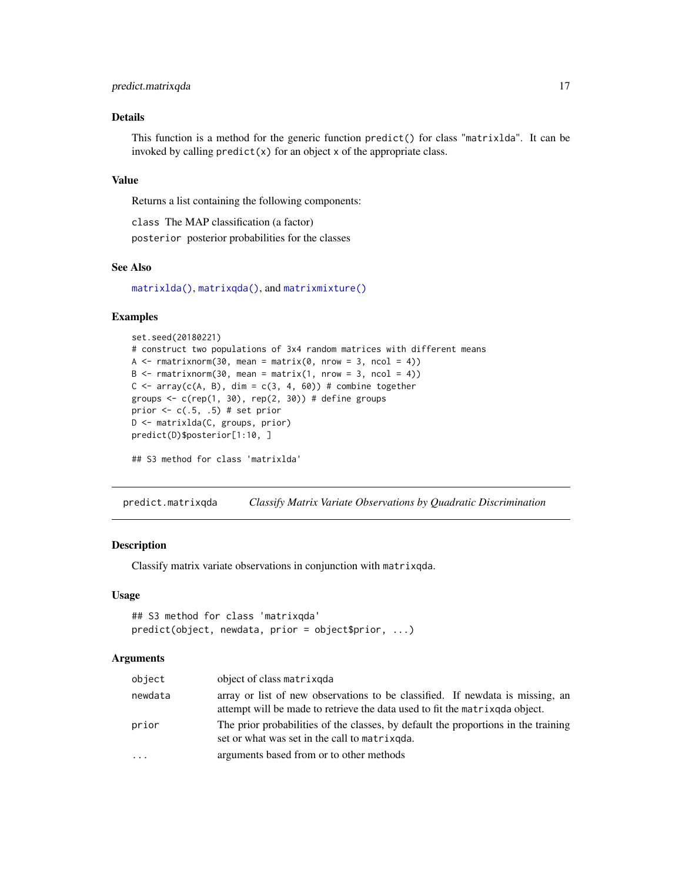### Details

This function is a method for the generic function `predict()` for class "`matrixlda`". It can be invoked by calling `predict(x)` for an object `x` of the appropriate class.

### Value

Returns a list containing the following components:

`class` The MAP classification (a factor)

`posterior` posterior probabilities for the classes

### See Also

`matrixlda()`, `matrixqda()`, and `matrixmixture()`

### Examples

```
set.seed(20180221)
# construct two populations of 3x4 random matrices with different means
A <- rmatrixnorm(30, mean = matrix(0, nrow = 3, ncol = 4))
B <- rmatrixnorm(30, mean = matrix(1, nrow = 3, ncol = 4))
C <- array(c(A, B), dim = c(3, 4, 60)) # combine together
groups <- c(rep(1, 30), rep(2, 30)) # define groups
prior <- c(.5, .5) # set prior
D <- matrixlda(C, groups, prior)
predict(D)$posterior[1:10, ]

## S3 method for class 'matrixlda'
```

---

## predict.matrixqda *Classify Matrix Variate Observations by Quadratic Discrimination*

### Description

Classify matrix variate observations in conjunction with `matrixqda`.

### Usage

```
## S3 method for class 'matrixqda'
predict(object, newdata, prior = object$prior, ...)
```

### Arguments

| | |
|---|---|
| `object` | object of class `matrixqda` |
| `newdata` | array or list of new observations to be classified. If newdata is missing, an attempt will be made to retrieve the data used to fit the `matrixqda` object. |
| `prior` | The prior probabilities of the classes, by default the proportions in the training set or what was set in the call to `matrixqda`. |
| `...` | arguments based from or to other methods |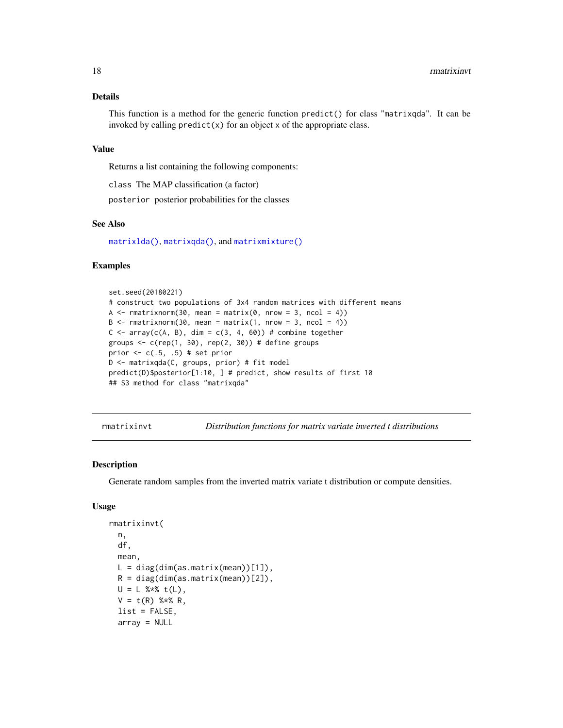### Details

This function is a method for the generic function `predict()` for class "`matrixqda`". It can be invoked by calling `predict(x)` for an object `x` of the appropriate class.

### Value

Returns a list containing the following components:

`class` The MAP classification (a factor)

`posterior` posterior probabilities for the classes

### See Also

`matrixlda()`, `matrixqda()`, and `matrixmixture()`

### Examples

```
set.seed(20180221)
# construct two populations of 3x4 random matrices with different means
A <- rmatrixnorm(30, mean = matrix(0, nrow = 3, ncol = 4))
B <- rmatrixnorm(30, mean = matrix(1, nrow = 3, ncol = 4))
C <- array(c(A, B), dim = c(3, 4, 60)) # combine together
groups <- c(rep(1, 30), rep(2, 30)) # define groups
prior <- c(.5, .5) # set prior
D <- matrixqda(C, groups, prior) # fit model
predict(D)$posterior[1:10, ] # predict, show results of first 10
## S3 method for class "matrixqda"
```

---

## rmatrixinvt — *Distribution functions for matrix variate inverted t distributions*

### Description

Generate random samples from the inverted matrix variate t distribution or compute densities.

### Usage

```
rmatrixinvt(
  n,
  df,
  mean,
  L = diag(dim(as.matrix(mean))[1]),
  R = diag(dim(as.matrix(mean))[2]),
  U = L %*% t(L),
  V = t(R) %*% R,
  list = FALSE,
  array = NULL
```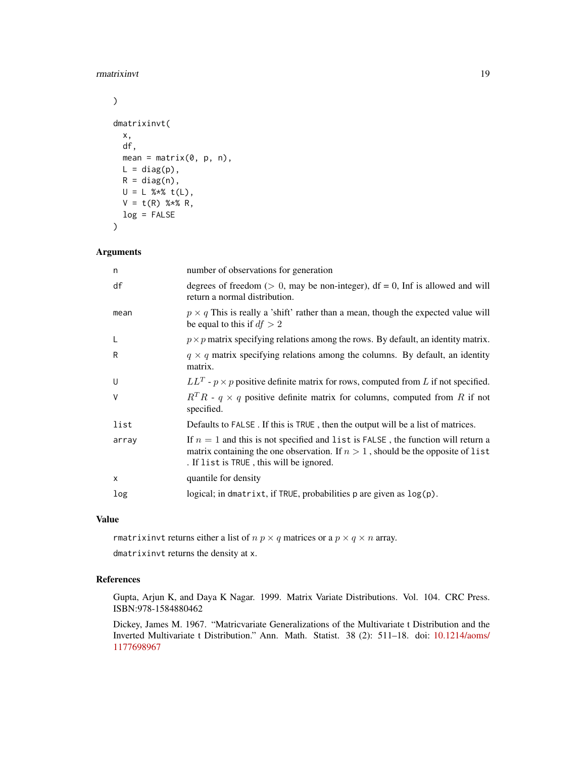```
)

dmatrixinvt(
  x,
  df,
  mean = matrix(0, p, n),
  L = diag(p),
  R = diag(n),
  U = L %*% t(L),
  V = t(R) %*% R,
  log = FALSE
)
```

## Arguments

| | |
|---|---|
| n | number of observations for generation |
| df | degrees of freedom ($> 0$, may be non-integer), df = 0, Inf is allowed and will return a normal distribution. |
| mean | $p \times q$ This is really a 'shift' rather than a mean, though the expected value will be equal to this if $df > 2$ |
| L | $p \times p$ matrix specifying relations among the rows. By default, an identity matrix. |
| R | $q \times q$ matrix specifying relations among the columns. By default, an identity matrix. |
| U | $LL^T$ - $p \times p$ positive definite matrix for rows, computed from $L$ if not specified. |
| V | $R^T R$ - $q \times q$ positive definite matrix for columns, computed from $R$ if not specified. |
| list | Defaults to `FALSE` . If this is `TRUE` , then the output will be a list of matrices. |
| array | If $n = 1$ and this is not specified and `list` is `FALSE` , the function will return a matrix containing the one observation. If $n > 1$ , should be the opposite of `list` . If `list` is `TRUE` , this will be ignored. |
| x | quantile for density |
| log | logical; in `dmatrixt`, if `TRUE`, probabilities `p` are given as `log(p)`. |

## Value

`rmatrixinvt` returns either a list of $n$ $p \times q$ matrices or a $p \times q \times n$ array.

`dmatrixinvt` returns the density at `x`.

## References

Gupta, Arjun K, and Daya K Nagar. 1999. Matrix Variate Distributions. Vol. 104. CRC Press. ISBN:978-1584880462

Dickey, James M. 1967. "Matricvariate Generalizations of the Multivariate t Distribution and the Inverted Multivariate t Distribution." Ann. Math. Statist. 38 (2): 511–18. doi: 10.1214/aoms/1177698967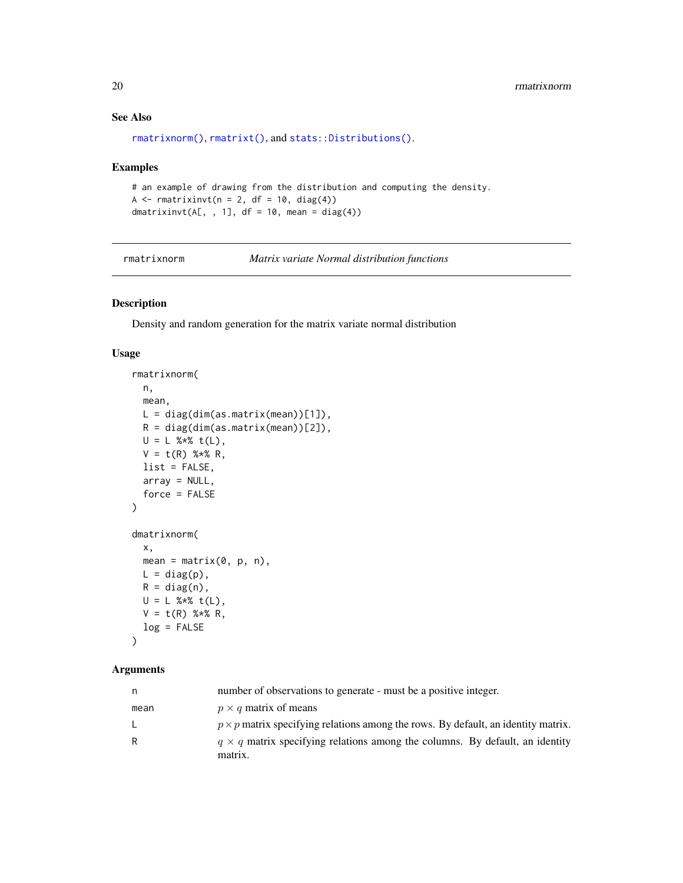### See Also

rmatrixnorm(), rmatrixt(), and stats::Distributions().

### Examples

```
# an example of drawing from the distribution and computing the density.
A <- rmatrixinvt(n = 2, df = 10, diag(4))
dmatrixinvt(A[, , 1], df = 10, mean = diag(4))
```

---

## rmatrixnorm — *Matrix variate Normal distribution functions*

### Description

Density and random generation for the matrix variate normal distribution

### Usage

```
rmatrixnorm(
  n,
  mean,
  L = diag(dim(as.matrix(mean))[1]),
  R = diag(dim(as.matrix(mean))[2]),
  U = L %*% t(L),
  V = t(R) %*% R,
  list = FALSE,
  array = NULL,
  force = FALSE
)

dmatrixnorm(
  x,
  mean = matrix(0, p, n),
  L = diag(p),
  R = diag(n),
  U = L %*% t(L),
  V = t(R) %*% R,
  log = FALSE
)
```

### Arguments

| | |
|---|---|
| n | number of observations to generate - must be a positive integer. |
| mean | $p \times q$ matrix of means |
| L | $p \times p$ matrix specifying relations among the rows. By default, an identity matrix. |
| R | $q \times q$ matrix specifying relations among the columns. By default, an identity matrix. |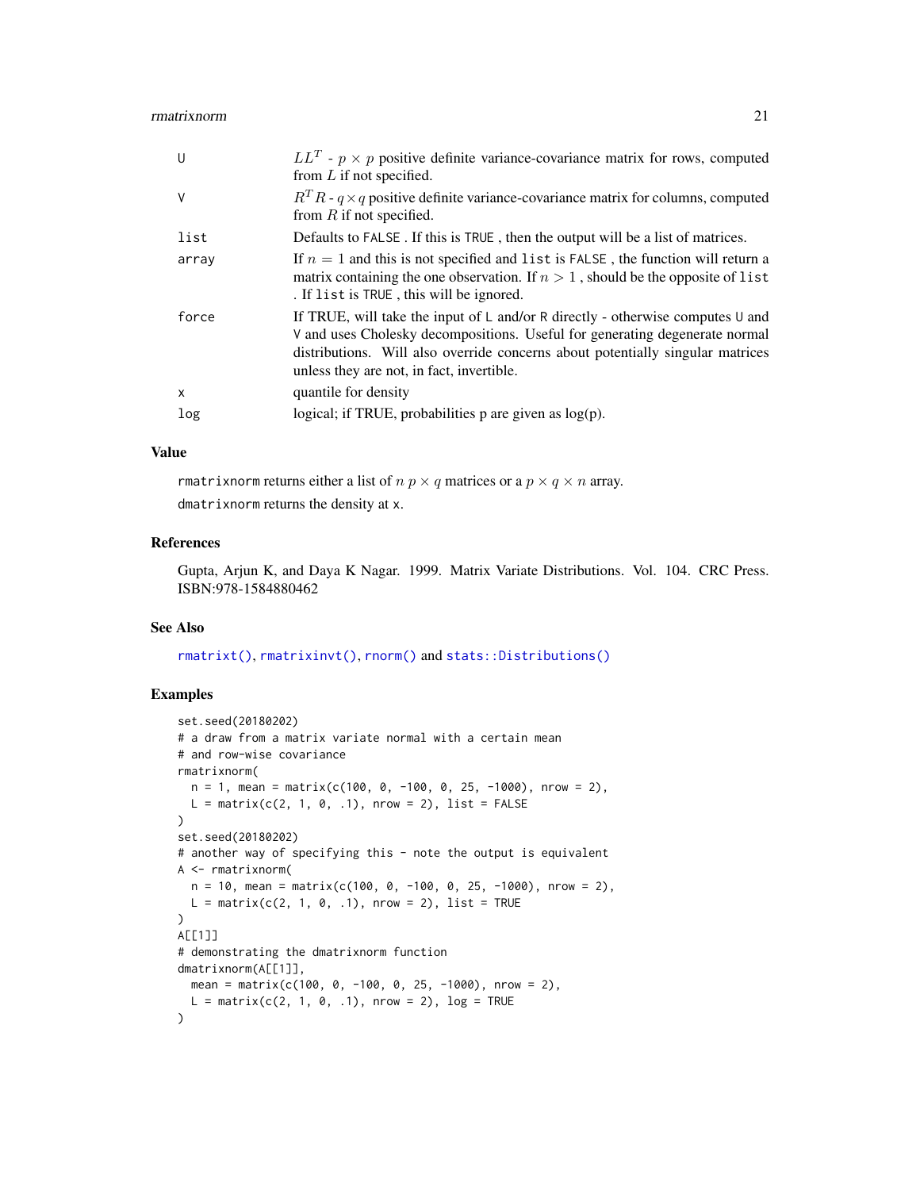| | |
|---|---|
| U | $LL^T$ - $p \times p$ positive definite variance-covariance matrix for rows, computed from $L$ if not specified. |
| V | $R^T R$ - $q \times q$ positive definite variance-covariance matrix for columns, computed from $R$ if not specified. |
| list | Defaults to FALSE . If this is TRUE , then the output will be a list of matrices. |
| array | If $n = 1$ and this is not specified and list is FALSE , the function will return a matrix containing the one observation. If $n > 1$ , should be the opposite of list . If list is TRUE , this will be ignored. |
| force | If TRUE, will take the input of L and/or R directly - otherwise computes U and V and uses Cholesky decompositions. Useful for generating degenerate normal distributions. Will also override concerns about potentially singular matrices unless they are not, in fact, invertible. |
| x | quantile for density |
| log | logical; if TRUE, probabilities p are given as log(p). |

### Value

rmatrixnorm returns either a list of $n$ $p \times q$ matrices or a $p \times q \times n$ array.

dmatrixnorm returns the density at x.

### References

Gupta, Arjun K, and Daya K Nagar. 1999. Matrix Variate Distributions. Vol. 104. CRC Press. ISBN:978-1584880462

### See Also

rmatrixt(), rmatrixinvt(), rnorm() and stats::Distributions()

### Examples

```
set.seed(20180202)
# a draw from a matrix variate normal with a certain mean
# and row-wise covariance
rmatrixnorm(
  n = 1, mean = matrix(c(100, 0, -100, 0, 25, -1000), nrow = 2),
  L = matrix(c(2, 1, 0, .1), nrow = 2), list = FALSE
)
set.seed(20180202)
# another way of specifying this - note the output is equivalent
A <- rmatrixnorm(
  n = 10, mean = matrix(c(100, 0, -100, 0, 25, -1000), nrow = 2),
  L = matrix(c(2, 1, 0, .1), nrow = 2), list = TRUE
)
A[[1]]
# demonstrating the dmatrixnorm function
dmatrixnorm(A[[1]],
  mean = matrix(c(100, 0, -100, 0, 25, -1000), nrow = 2),
  L = matrix(c(2, 1, 0, .1), nrow = 2), log = TRUE
)
```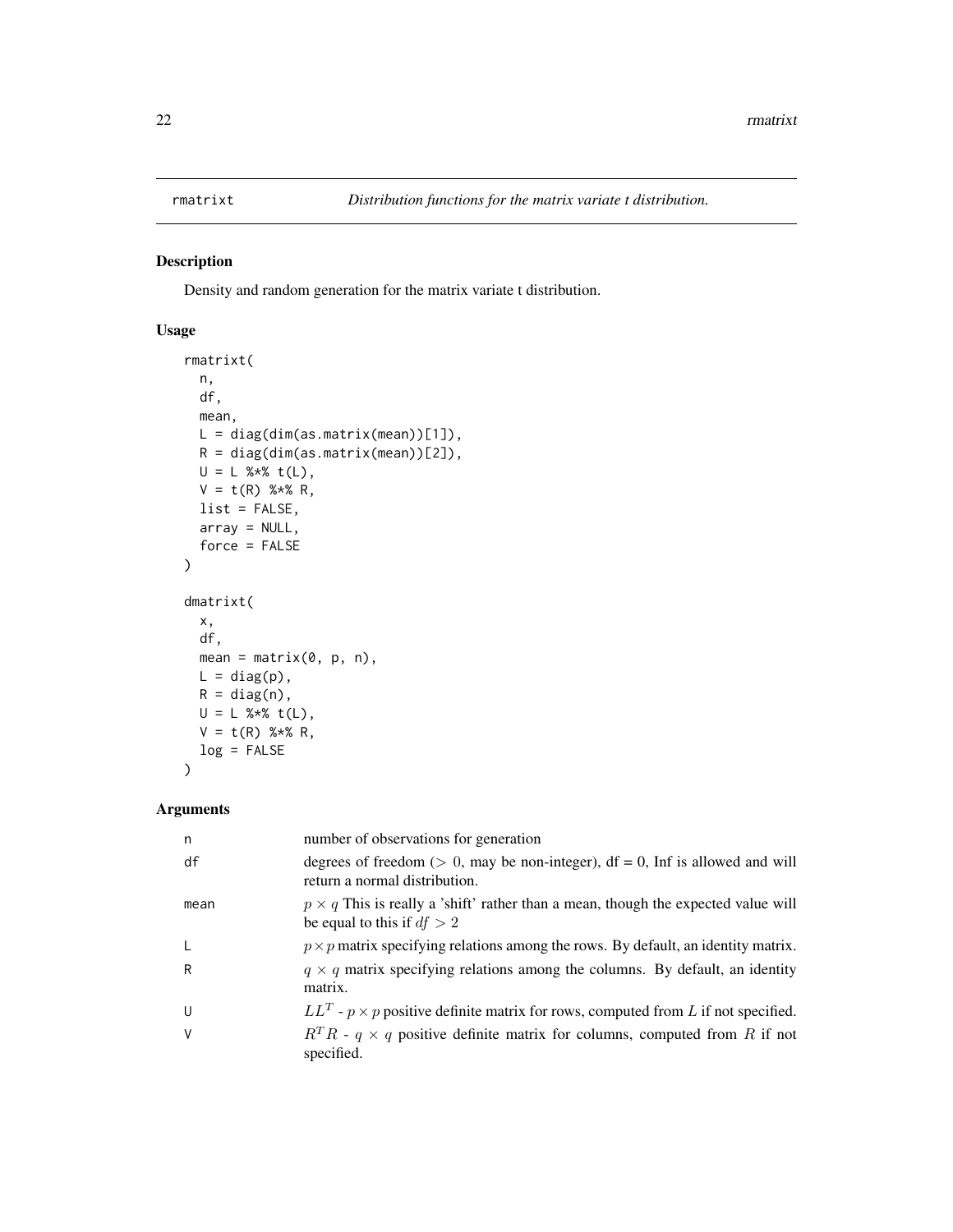rmatrixt *Distribution functions for the matrix variate t distribution.*

## Description

Density and random generation for the matrix variate t distribution.

## Usage

```
rmatrixt(
  n,
  df,
  mean,
  L = diag(dim(as.matrix(mean))[1]),
  R = diag(dim(as.matrix(mean))[2]),
  U = L %*% t(L),
  V = t(R) %*% R,
  list = FALSE,
  array = NULL,
  force = FALSE
)

dmatrixt(
  x,
  df,
  mean = matrix(0, p, n),
  L = diag(p),
  R = diag(n),
  U = L %*% t(L),
  V = t(R) %*% R,
  log = FALSE
)
```

## Arguments

| | |
|---|---|
| n | number of observations for generation |
| df | degrees of freedom ($> 0$, may be non-integer), df = 0, Inf is allowed and will return a normal distribution. |
| mean | $p \times q$ This is really a 'shift' rather than a mean, though the expected value will be equal to this if $df > 2$ |
| L | $p \times p$ matrix specifying relations among the rows. By default, an identity matrix. |
| R | $q \times q$ matrix specifying relations among the columns. By default, an identity matrix. |
| U | $LL^T$ - $p \times p$ positive definite matrix for rows, computed from $L$ if not specified. |
| V | $R^T R$ - $q \times q$ positive definite matrix for columns, computed from $R$ if not specified. |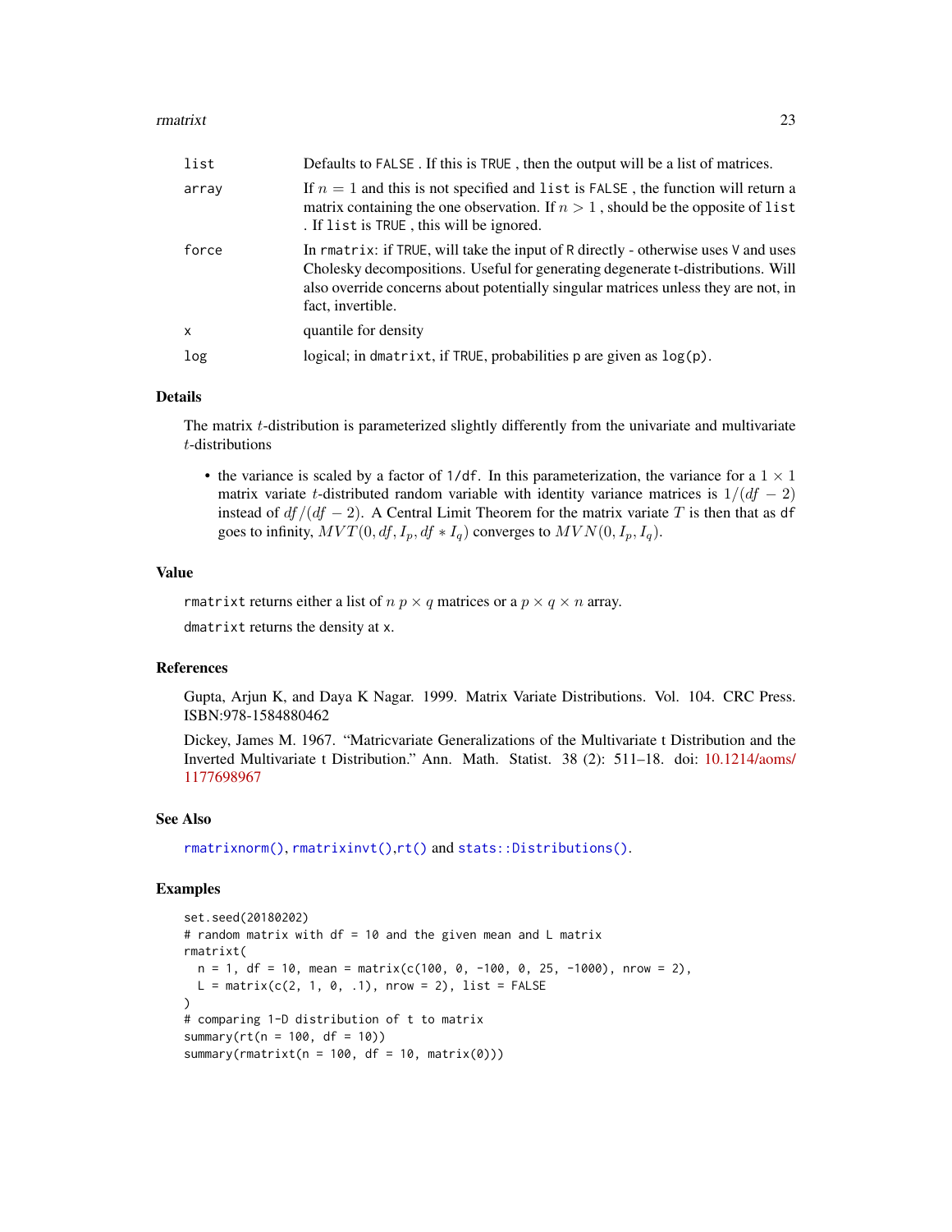| | |
|---|---|
| list | Defaults to FALSE . If this is TRUE , then the output will be a list of matrices. |
| array | If $n = 1$ and this is not specified and list is FALSE , the function will return a matrix containing the one observation. If $n > 1$ , should be the opposite of list . If list is TRUE , this will be ignored. |
| force | In rmatrix: if TRUE, will take the input of R directly - otherwise uses V and uses Cholesky decompositions. Useful for generating degenerate t-distributions. Will also override concerns about potentially singular matrices unless they are not, in fact, invertible. |
| x | quantile for density |
| log | logical; in dmatrixt, if TRUE, probabilities p are given as log(p). |

## Details

The matrix $t$-distribution is parameterized slightly differently from the univariate and multivariate $t$-distributions

- the variance is scaled by a factor of 1/df. In this parameterization, the variance for a $1 \times 1$ matrix variate $t$-distributed random variable with identity variance matrices is $1/(df - 2)$ instead of $df/(df - 2)$. A Central Limit Theorem for the matrix variate $T$ is then that as df goes to infinity, $MVT(0, df, I_p, df * I_q)$ converges to $MVN(0, I_p, I_q)$.

## Value

rmatrixt returns either a list of $n$ $p \times q$ matrices or a $p \times q \times n$ array.

dmatrixt returns the density at x.

## References

Gupta, Arjun K, and Daya K Nagar. 1999. Matrix Variate Distributions. Vol. 104. CRC Press. ISBN:978-1584880462

Dickey, James M. 1967. "Matricvariate Generalizations of the Multivariate t Distribution and the Inverted Multivariate t Distribution." Ann. Math. Statist. 38 (2): 511–18. doi: 10.1214/aoms/1177698967

## See Also

rmatrixnorm(), rmatrixinvt(),rt() and stats::Distributions().

## Examples

```
set.seed(20180202)
# random matrix with df = 10 and the given mean and L matrix
rmatrixt(
  n = 1, df = 10, mean = matrix(c(100, 0, -100, 0, 25, -1000), nrow = 2),
  L = matrix(c(2, 1, 0, .1), nrow = 2), list = FALSE
)
# comparing 1-D distribution of t to matrix
summary(rt(n = 100, df = 10))
summary(rmatrixt(n = 100, df = 10, matrix(0)))
```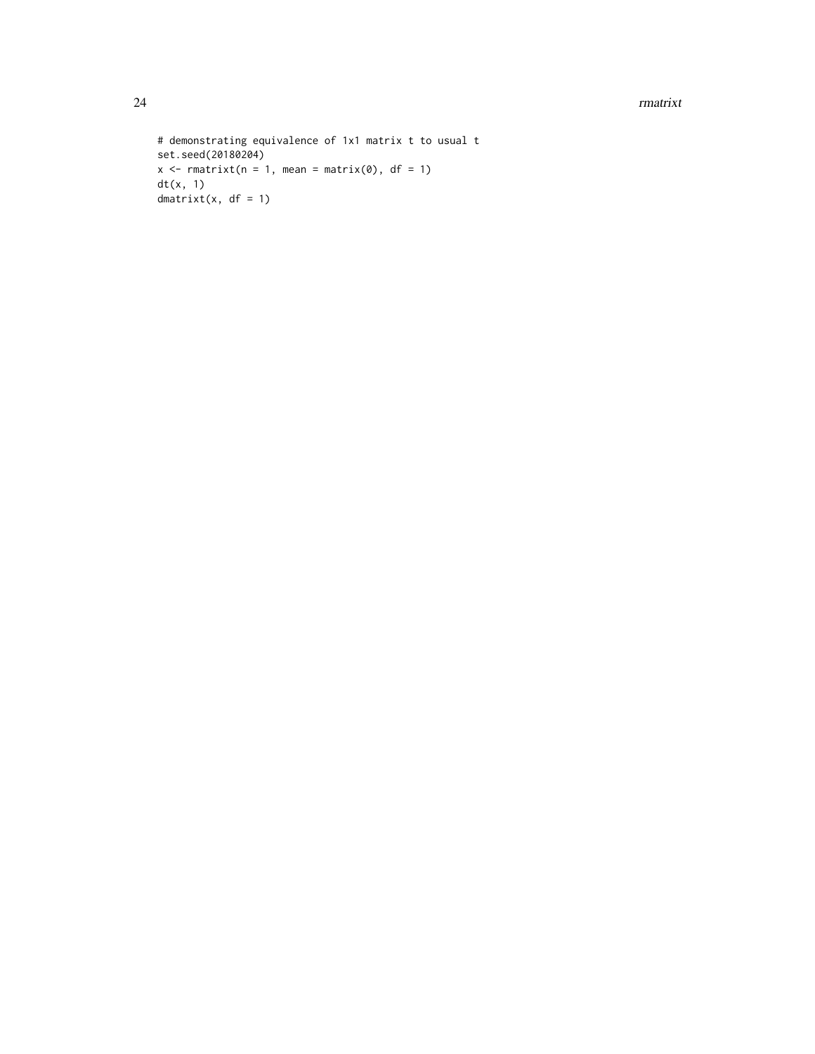```
# demonstrating equivalence of 1x1 matrix t to usual t
set.seed(20180204)
x <- rmatrixt(n = 1, mean = matrix(0), df = 1)
dt(x, 1)
dmatrixt(x, df = 1)
```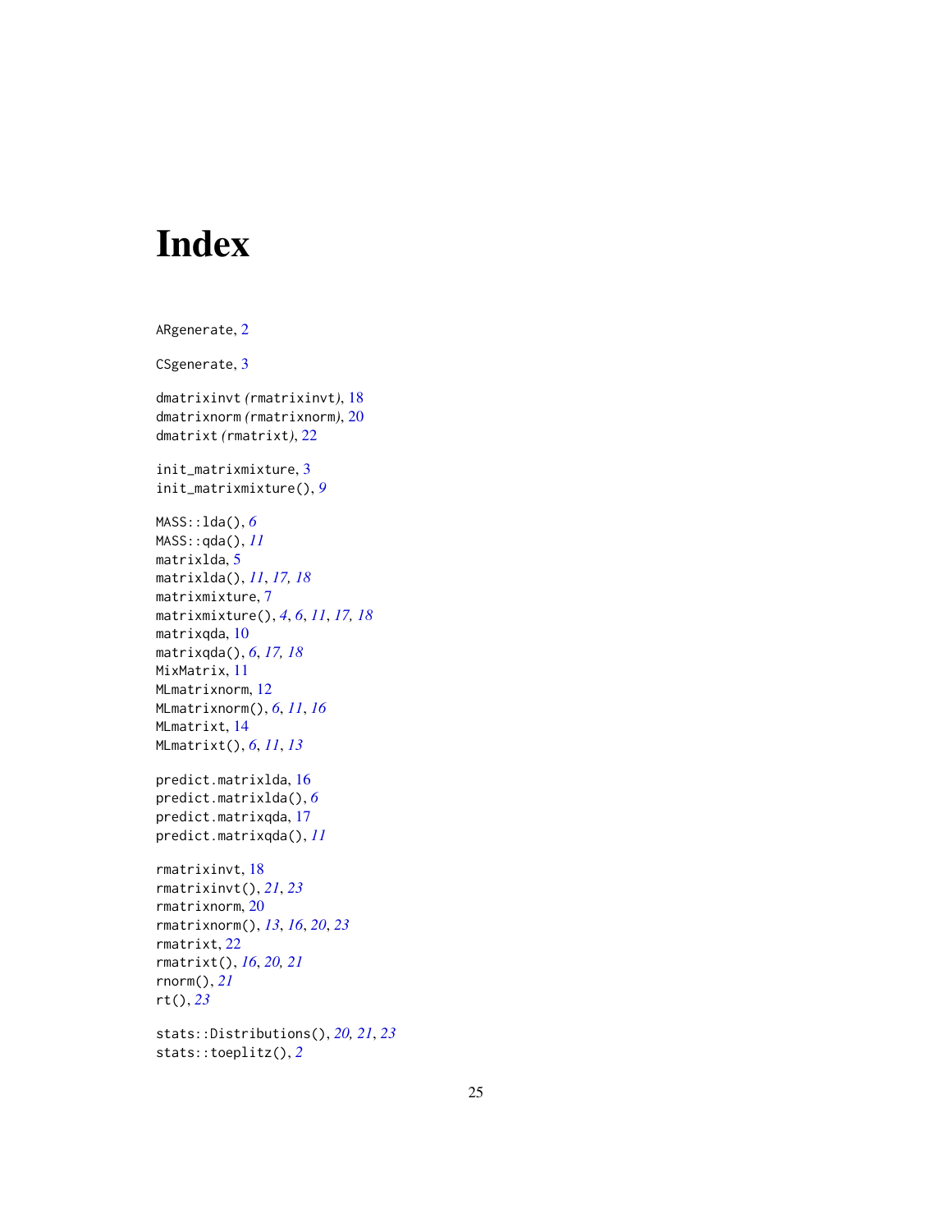# Index

ARgenerate, 2

CSgenerate, 3

dmatrixinvt *(*rmatrixinvt*)*, 18
dmatrixnorm *(*rmatrixnorm*)*, 20
dmatrixt *(*rmatrixt*)*, 22

init_matrixmixture, 3
init_matrixmixture(), *9*

MASS::lda(), *6*
MASS::qda(), *11*
matrixlda, 5
matrixlda(), *11*, *17, 18*
matrixmixture, 7
matrixmixture(), *4*, *6*, *11*, *17, 18*
matrixqda, 10
matrixqda(), *6*, *17, 18*
MixMatrix, 11
MLmatrixnorm, 12
MLmatrixnorm(), *6*, *11*, *16*
MLmatrixt, 14
MLmatrixt(), *6*, *11*, *13*

predict.matrixlda, 16
predict.matrixlda(), *6*
predict.matrixqda, 17
predict.matrixqda(), *11*

rmatrixinvt, 18
rmatrixinvt(), *21*, *23*
rmatrixnorm, 20
rmatrixnorm(), *13*, *16*, *20*, *23*
rmatrixt, 22
rmatrixt(), *16*, *20, 21*
rnorm(), *21*
rt(), *23*

stats::Distributions(), *20, 21*, *23*
stats::toeplitz(), *2*